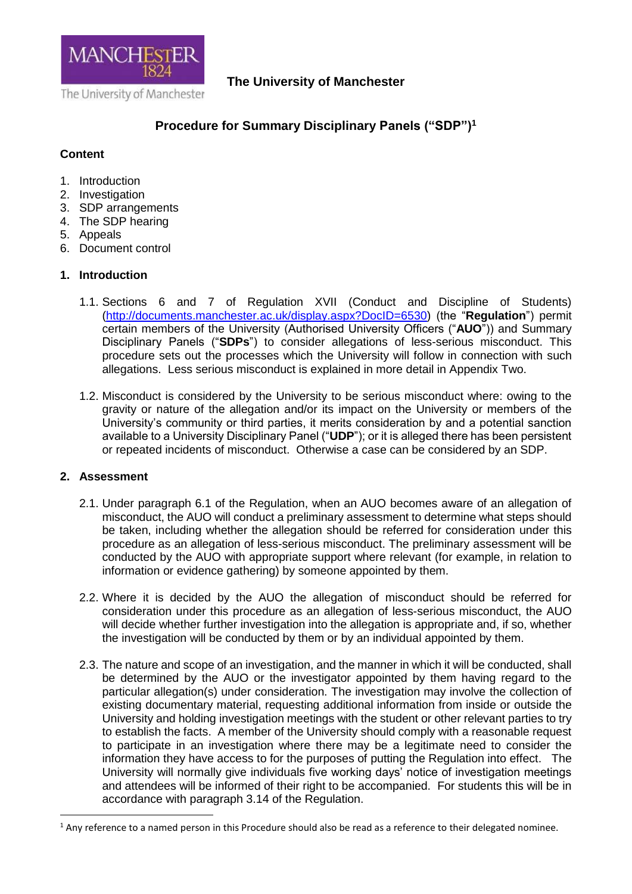The University of Manchester

# Procedure for Summary Disciplinary Panels ("SDP")[1]

**Content**

1. Introduction
2. Investigation
3. SDP arrangements
4. The SDP hearing
5. Appeals
6. Document control

## 1. Introduction

1.1. Sections 6 and 7 of Regulation XVII (Conduct and Discipline of Students) (http://documents.manchester.ac.uk/display.aspx?DocID=6530) (the "**Regulation**") permit certain members of the University (Authorised University Officers ("**AUO**")) and Summary Disciplinary Panels ("**SDPs**") to consider allegations of less-serious misconduct. This procedure sets out the processes which the University will follow in connection with such allegations. Less serious misconduct is explained in more detail in Appendix Two.

1.2. Misconduct is considered by the University to be serious misconduct where: owing to the gravity or nature of the allegation and/or its impact on the University or members of the University's community or third parties, it merits consideration by and a potential sanction available to a University Disciplinary Panel ("**UDP**"); or it is alleged there has been persistent or repeated incidents of misconduct. Otherwise a case can be considered by an SDP.

## 2. Assessment

2.1. Under paragraph 6.1 of the Regulation, when an AUO becomes aware of an allegation of misconduct, the AUO will conduct a preliminary assessment to determine what steps should be taken, including whether the allegation should be referred for consideration under this procedure as an allegation of less-serious misconduct. The preliminary assessment will be conducted by the AUO with appropriate support where relevant (for example, in relation to information or evidence gathering) by someone appointed by them.

2.2. Where it is decided by the AUO the allegation of misconduct should be referred for consideration under this procedure as an allegation of less-serious misconduct, the AUO will decide whether further investigation into the allegation is appropriate and, if so, whether the investigation will be conducted by them or by an individual appointed by them.

2.3. The nature and scope of an investigation, and the manner in which it will be conducted, shall be determined by the AUO or the investigator appointed by them having regard to the particular allegation(s) under consideration. The investigation may involve the collection of existing documentary material, requesting additional information from inside or outside the University and holding investigation meetings with the student or other relevant parties to try to establish the facts. A member of the University should comply with a reasonable request to participate in an investigation where there may be a legitimate need to consider the information they have access to for the purposes of putting the Regulation into effect. The University will normally give individuals five working days' notice of investigation meetings and attendees will be informed of their right to be accompanied. For students this will be in accordance with paragraph 3.14 of the Regulation.

---

[1] Any reference to a named person in this Procedure should also be read as a reference to their delegated nominee.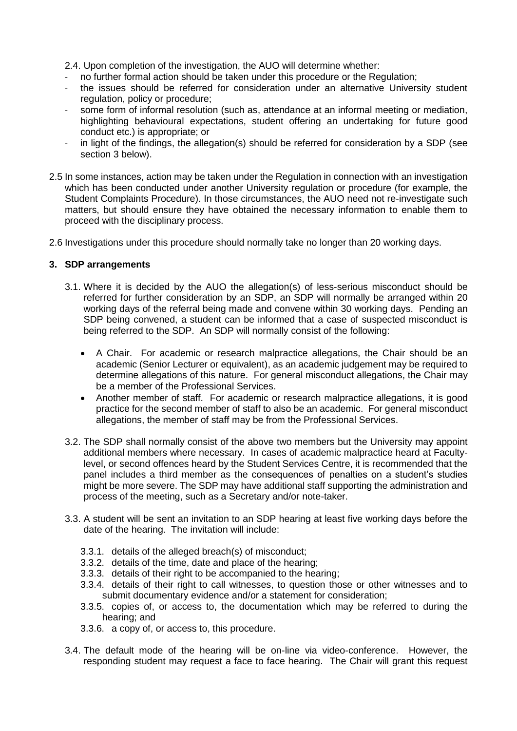2.4. Upon completion of the investigation, the AUO will determine whether:

- no further formal action should be taken under this procedure or the Regulation;
- the issues should be referred for consideration under an alternative University student regulation, policy or procedure;
- some form of informal resolution (such as, attendance at an informal meeting or mediation, highlighting behavioural expectations, student offering an undertaking for future good conduct etc.) is appropriate; or
- in light of the findings, the allegation(s) should be referred for consideration by a SDP (see section 3 below).

2.5 In some instances, action may be taken under the Regulation in connection with an investigation which has been conducted under another University regulation or procedure (for example, the Student Complaints Procedure). In those circumstances, the AUO need not re-investigate such matters, but should ensure they have obtained the necessary information to enable them to proceed with the disciplinary process.

2.6 Investigations under this procedure should normally take no longer than 20 working days.

## 3. SDP arrangements

3.1. Where it is decided by the AUO the allegation(s) of less-serious misconduct should be referred for further consideration by an SDP, an SDP will normally be arranged within 20 working days of the referral being made and convene within 30 working days. Pending an SDP being convened, a student can be informed that a case of suspected misconduct is being referred to the SDP. An SDP will normally consist of the following:

- A Chair. For academic or research malpractice allegations, the Chair should be an academic (Senior Lecturer or equivalent), as an academic judgement may be required to determine allegations of this nature. For general misconduct allegations, the Chair may be a member of the Professional Services.
- Another member of staff. For academic or research malpractice allegations, it is good practice for the second member of staff to also be an academic. For general misconduct allegations, the member of staff may be from the Professional Services.

3.2. The SDP shall normally consist of the above two members but the University may appoint additional members where necessary. In cases of academic malpractice heard at Faculty-level, or second offences heard by the Student Services Centre, it is recommended that the panel includes a third member as the consequences of penalties on a student's studies might be more severe. The SDP may have additional staff supporting the administration and process of the meeting, such as a Secretary and/or note-taker.

3.3. A student will be sent an invitation to an SDP hearing at least five working days before the date of the hearing. The invitation will include:

3.3.1. details of the alleged breach(s) of misconduct;

3.3.2. details of the time, date and place of the hearing;

3.3.3. details of their right to be accompanied to the hearing;

3.3.4. details of their right to call witnesses, to question those or other witnesses and to submit documentary evidence and/or a statement for consideration;

3.3.5. copies of, or access to, the documentation which may be referred to during the hearing; and

3.3.6. a copy of, or access to, this procedure.

3.4. The default mode of the hearing will be on-line via video-conference. However, the responding student may request a face to face hearing. The Chair will grant this request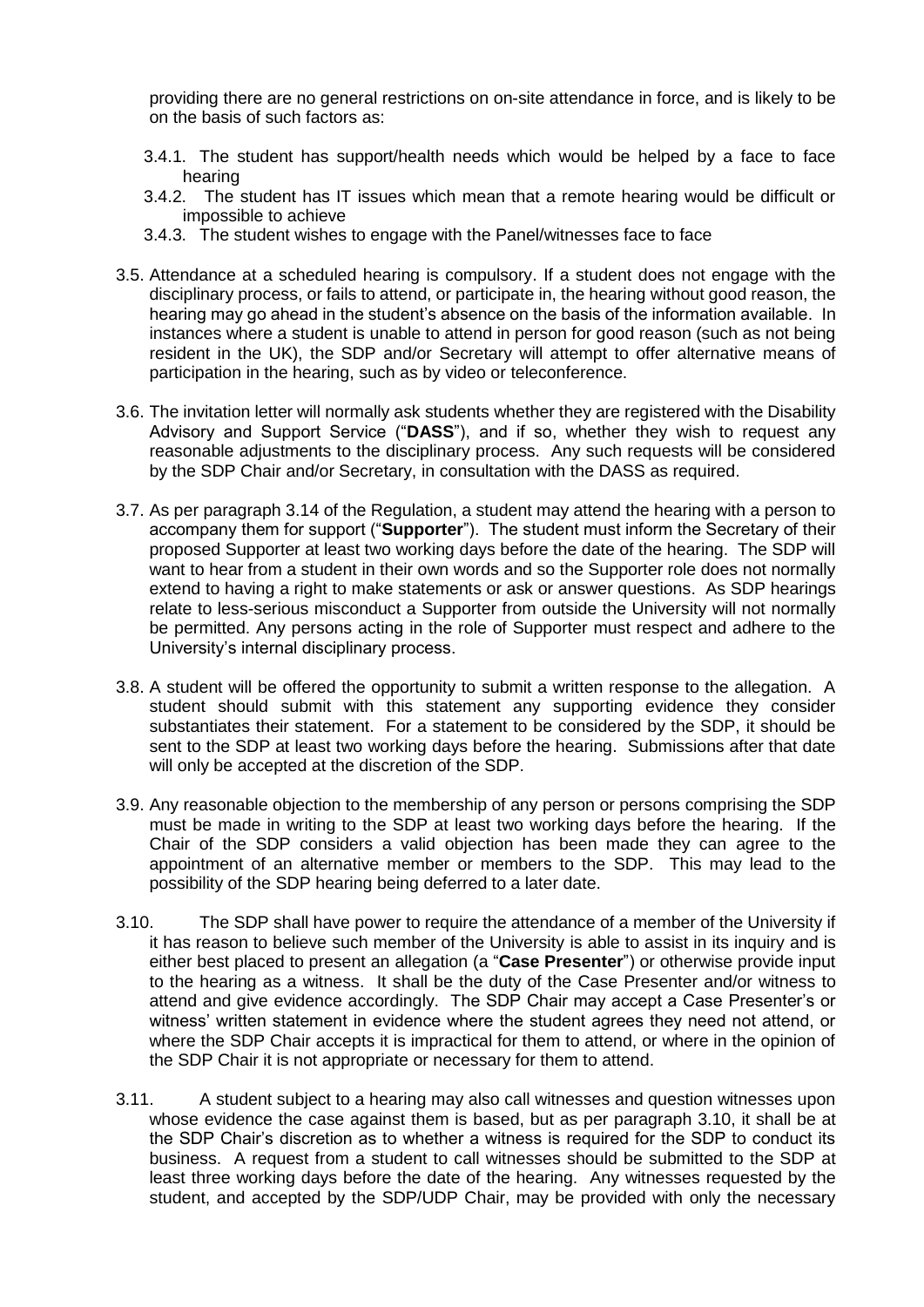providing there are no general restrictions on on-site attendance in force, and is likely to be on the basis of such factors as:

3.4.1. The student has support/health needs which would be helped by a face to face hearing

3.4.2. The student has IT issues which mean that a remote hearing would be difficult or impossible to achieve

3.4.3. The student wishes to engage with the Panel/witnesses face to face

3.5. Attendance at a scheduled hearing is compulsory. If a student does not engage with the disciplinary process, or fails to attend, or participate in, the hearing without good reason, the hearing may go ahead in the student's absence on the basis of the information available. In instances where a student is unable to attend in person for good reason (such as not being resident in the UK), the SDP and/or Secretary will attempt to offer alternative means of participation in the hearing, such as by video or teleconference.

3.6. The invitation letter will normally ask students whether they are registered with the Disability Advisory and Support Service ("**DASS**"), and if so, whether they wish to request any reasonable adjustments to the disciplinary process. Any such requests will be considered by the SDP Chair and/or Secretary, in consultation with the DASS as required.

3.7. As per paragraph 3.14 of the Regulation, a student may attend the hearing with a person to accompany them for support ("**Supporter**"). The student must inform the Secretary of their proposed Supporter at least two working days before the date of the hearing. The SDP will want to hear from a student in their own words and so the Supporter role does not normally extend to having a right to make statements or ask or answer questions. As SDP hearings relate to less-serious misconduct a Supporter from outside the University will not normally be permitted. Any persons acting in the role of Supporter must respect and adhere to the University's internal disciplinary process.

3.8. A student will be offered the opportunity to submit a written response to the allegation. A student should submit with this statement any supporting evidence they consider substantiates their statement. For a statement to be considered by the SDP, it should be sent to the SDP at least two working days before the hearing. Submissions after that date will only be accepted at the discretion of the SDP.

3.9. Any reasonable objection to the membership of any person or persons comprising the SDP must be made in writing to the SDP at least two working days before the hearing. If the Chair of the SDP considers a valid objection has been made they can agree to the appointment of an alternative member or members to the SDP. This may lead to the possibility of the SDP hearing being deferred to a later date.

3.10. The SDP shall have power to require the attendance of a member of the University if it has reason to believe such member of the University is able to assist in its inquiry and is either best placed to present an allegation (a "**Case Presenter**") or otherwise provide input to the hearing as a witness. It shall be the duty of the Case Presenter and/or witness to attend and give evidence accordingly. The SDP Chair may accept a Case Presenter's or witness' written statement in evidence where the student agrees they need not attend, or where the SDP Chair accepts it is impractical for them to attend, or where in the opinion of the SDP Chair it is not appropriate or necessary for them to attend.

3.11. A student subject to a hearing may also call witnesses and question witnesses upon whose evidence the case against them is based, but as per paragraph 3.10, it shall be at the SDP Chair's discretion as to whether a witness is required for the SDP to conduct its business. A request from a student to call witnesses should be submitted to the SDP at least three working days before the date of the hearing. Any witnesses requested by the student, and accepted by the SDP/UDP Chair, may be provided with only the necessary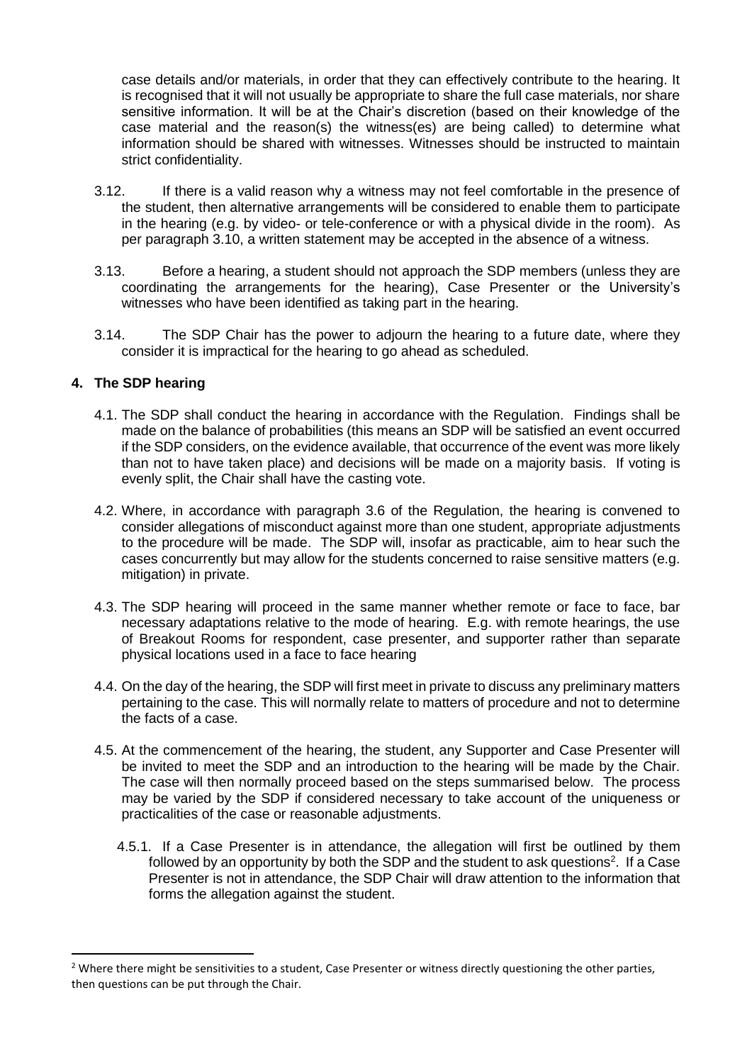case details and/or materials, in order that they can effectively contribute to the hearing. It is recognised that it will not usually be appropriate to share the full case materials, nor share sensitive information. It will be at the Chair's discretion (based on their knowledge of the case material and the reason(s) the witness(es) are being called) to determine what information should be shared with witnesses. Witnesses should be instructed to maintain strict confidentiality.

3.12. If there is a valid reason why a witness may not feel comfortable in the presence of the student, then alternative arrangements will be considered to enable them to participate in the hearing (e.g. by video- or tele-conference or with a physical divide in the room). As per paragraph 3.10, a written statement may be accepted in the absence of a witness.

3.13. Before a hearing, a student should not approach the SDP members (unless they are coordinating the arrangements for the hearing), Case Presenter or the University's witnesses who have been identified as taking part in the hearing.

3.14. The SDP Chair has the power to adjourn the hearing to a future date, where they consider it is impractical for the hearing to go ahead as scheduled.

## 4. The SDP hearing

4.1. The SDP shall conduct the hearing in accordance with the Regulation. Findings shall be made on the balance of probabilities (this means an SDP will be satisfied an event occurred if the SDP considers, on the evidence available, that occurrence of the event was more likely than not to have taken place) and decisions will be made on a majority basis. If voting is evenly split, the Chair shall have the casting vote.

4.2. Where, in accordance with paragraph 3.6 of the Regulation, the hearing is convened to consider allegations of misconduct against more than one student, appropriate adjustments to the procedure will be made. The SDP will, insofar as practicable, aim to hear such the cases concurrently but may allow for the students concerned to raise sensitive matters (e.g. mitigation) in private.

4.3. The SDP hearing will proceed in the same manner whether remote or face to face, bar necessary adaptations relative to the mode of hearing. E.g. with remote hearings, the use of Breakout Rooms for respondent, case presenter, and supporter rather than separate physical locations used in a face to face hearing

4.4. On the day of the hearing, the SDP will first meet in private to discuss any preliminary matters pertaining to the case. This will normally relate to matters of procedure and not to determine the facts of a case.

4.5. At the commencement of the hearing, the student, any Supporter and Case Presenter will be invited to meet the SDP and an introduction to the hearing will be made by the Chair. The case will then normally proceed based on the steps summarised below. The process may be varied by the SDP if considered necessary to take account of the uniqueness or practicalities of the case or reasonable adjustments.

4.5.1. If a Case Presenter is in attendance, the allegation will first be outlined by them followed by an opportunity by both the SDP and the student to ask questions[2]. If a Case Presenter is not in attendance, the SDP Chair will draw attention to the information that forms the allegation against the student.

[2] Where there might be sensitivities to a student, Case Presenter or witness directly questioning the other parties, then questions can be put through the Chair.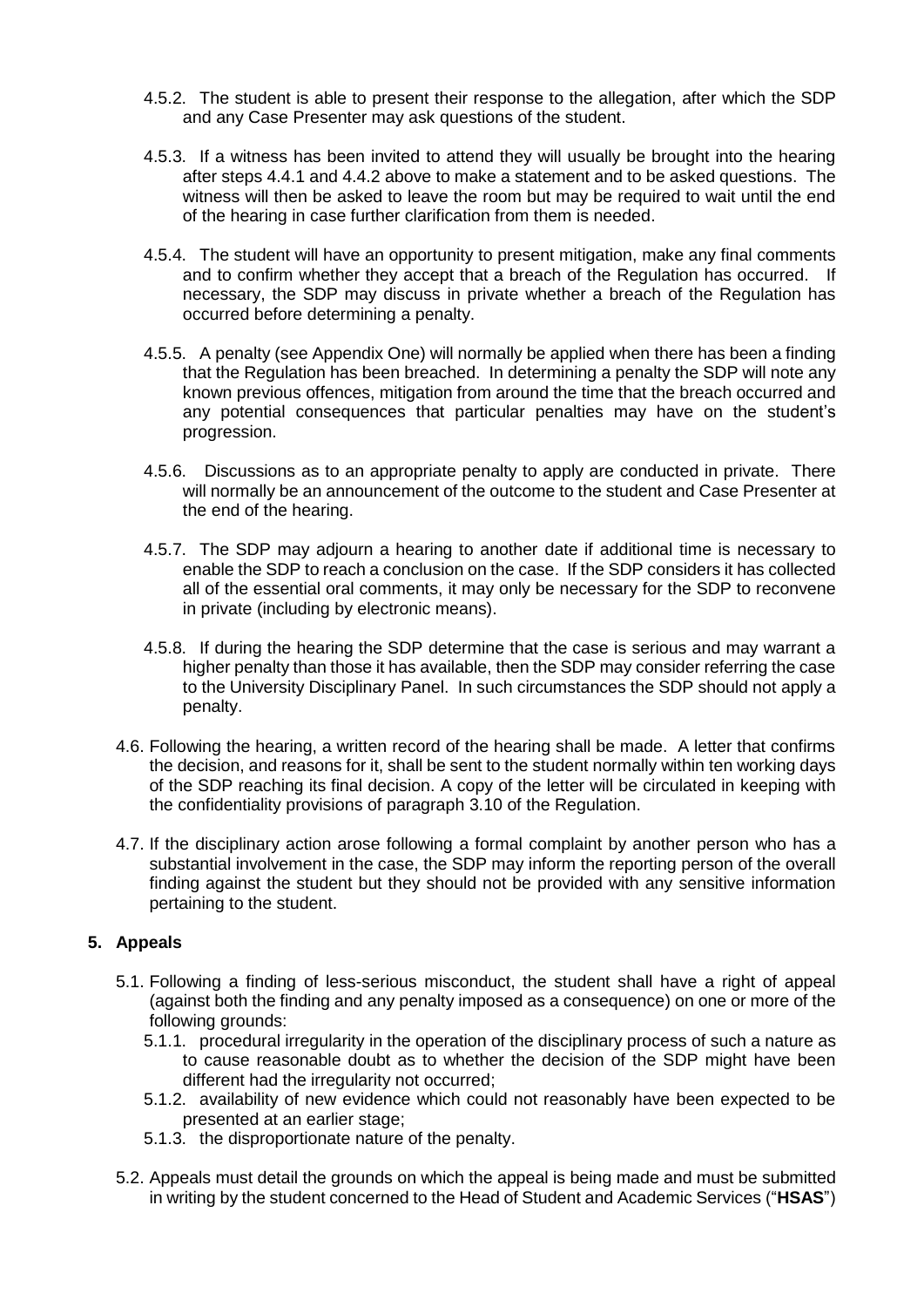4.5.2. The student is able to present their response to the allegation, after which the SDP and any Case Presenter may ask questions of the student.

4.5.3. If a witness has been invited to attend they will usually be brought into the hearing after steps 4.4.1 and 4.4.2 above to make a statement and to be asked questions. The witness will then be asked to leave the room but may be required to wait until the end of the hearing in case further clarification from them is needed.

4.5.4. The student will have an opportunity to present mitigation, make any final comments and to confirm whether they accept that a breach of the Regulation has occurred. If necessary, the SDP may discuss in private whether a breach of the Regulation has occurred before determining a penalty.

4.5.5. A penalty (see Appendix One) will normally be applied when there has been a finding that the Regulation has been breached. In determining a penalty the SDP will note any known previous offences, mitigation from around the time that the breach occurred and any potential consequences that particular penalties may have on the student's progression.

4.5.6. Discussions as to an appropriate penalty to apply are conducted in private. There will normally be an announcement of the outcome to the student and Case Presenter at the end of the hearing.

4.5.7. The SDP may adjourn a hearing to another date if additional time is necessary to enable the SDP to reach a conclusion on the case. If the SDP considers it has collected all of the essential oral comments, it may only be necessary for the SDP to reconvene in private (including by electronic means).

4.5.8. If during the hearing the SDP determine that the case is serious and may warrant a higher penalty than those it has available, then the SDP may consider referring the case to the University Disciplinary Panel. In such circumstances the SDP should not apply a penalty.

4.6. Following the hearing, a written record of the hearing shall be made. A letter that confirms the decision, and reasons for it, shall be sent to the student normally within ten working days of the SDP reaching its final decision. A copy of the letter will be circulated in keeping with the confidentiality provisions of paragraph 3.10 of the Regulation.

4.7. If the disciplinary action arose following a formal complaint by another person who has a substantial involvement in the case, the SDP may inform the reporting person of the overall finding against the student but they should not be provided with any sensitive information pertaining to the student.

## 5. Appeals

5.1. Following a finding of less-serious misconduct, the student shall have a right of appeal (against both the finding and any penalty imposed as a consequence) on one or more of the following grounds:

5.1.1. procedural irregularity in the operation of the disciplinary process of such a nature as to cause reasonable doubt as to whether the decision of the SDP might have been different had the irregularity not occurred;

5.1.2. availability of new evidence which could not reasonably have been expected to be presented at an earlier stage;

5.1.3. the disproportionate nature of the penalty.

5.2. Appeals must detail the grounds on which the appeal is being made and must be submitted in writing by the student concerned to the Head of Student and Academic Services ("**HSAS**")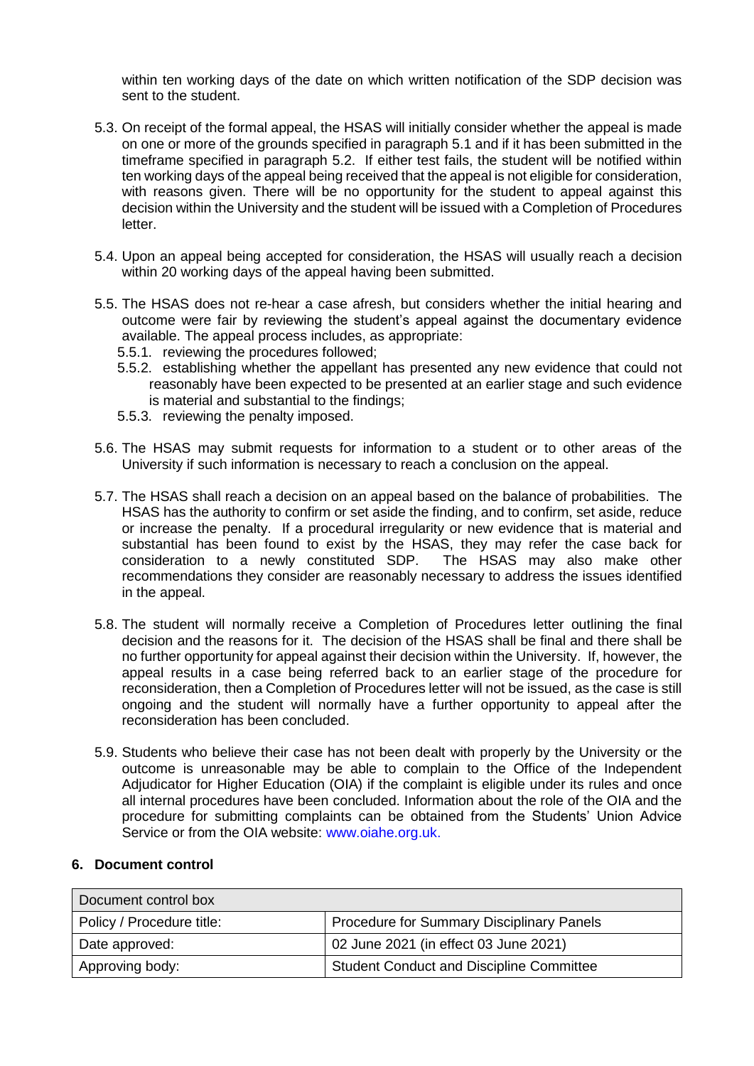within ten working days of the date on which written notification of the SDP decision was sent to the student.

5.3. On receipt of the formal appeal, the HSAS will initially consider whether the appeal is made on one or more of the grounds specified in paragraph 5.1 and if it has been submitted in the timeframe specified in paragraph 5.2. If either test fails, the student will be notified within ten working days of the appeal being received that the appeal is not eligible for consideration, with reasons given. There will be no opportunity for the student to appeal against this decision within the University and the student will be issued with a Completion of Procedures letter.

5.4. Upon an appeal being accepted for consideration, the HSAS will usually reach a decision within 20 working days of the appeal having been submitted.

5.5. The HSAS does not re-hear a case afresh, but considers whether the initial hearing and outcome were fair by reviewing the student's appeal against the documentary evidence available. The appeal process includes, as appropriate:

- 5.5.1. reviewing the procedures followed;
- 5.5.2. establishing whether the appellant has presented any new evidence that could not reasonably have been expected to be presented at an earlier stage and such evidence is material and substantial to the findings;
- 5.5.3. reviewing the penalty imposed.

5.6. The HSAS may submit requests for information to a student or to other areas of the University if such information is necessary to reach a conclusion on the appeal.

5.7. The HSAS shall reach a decision on an appeal based on the balance of probabilities. The HSAS has the authority to confirm or set aside the finding, and to confirm, set aside, reduce or increase the penalty. If a procedural irregularity or new evidence that is material and substantial has been found to exist by the HSAS, they may refer the case back for consideration to a newly constituted SDP. The HSAS may also make other recommendations they consider are reasonably necessary to address the issues identified in the appeal.

5.8. The student will normally receive a Completion of Procedures letter outlining the final decision and the reasons for it. The decision of the HSAS shall be final and there shall be no further opportunity for appeal against their decision within the University. If, however, the appeal results in a case being referred back to an earlier stage of the procedure for reconsideration, then a Completion of Procedures letter will not be issued, as the case is still ongoing and the student will normally have a further opportunity to appeal after the reconsideration has been concluded.

5.9. Students who believe their case has not been dealt with properly by the University or the outcome is unreasonable may be able to complain to the Office of the Independent Adjudicator for Higher Education (OIA) if the complaint is eligible under its rules and once all internal procedures have been concluded. Information about the role of the OIA and the procedure for submitting complaints can be obtained from the Students' Union Advice Service or from the OIA website: www.oiahe.org.uk.

## 6. Document control

| Document control box | |
|---|---|
| Policy / Procedure title: | Procedure for Summary Disciplinary Panels |
| Date approved: | 02 June 2021 (in effect 03 June 2021) |
| Approving body: | Student Conduct and Discipline Committee |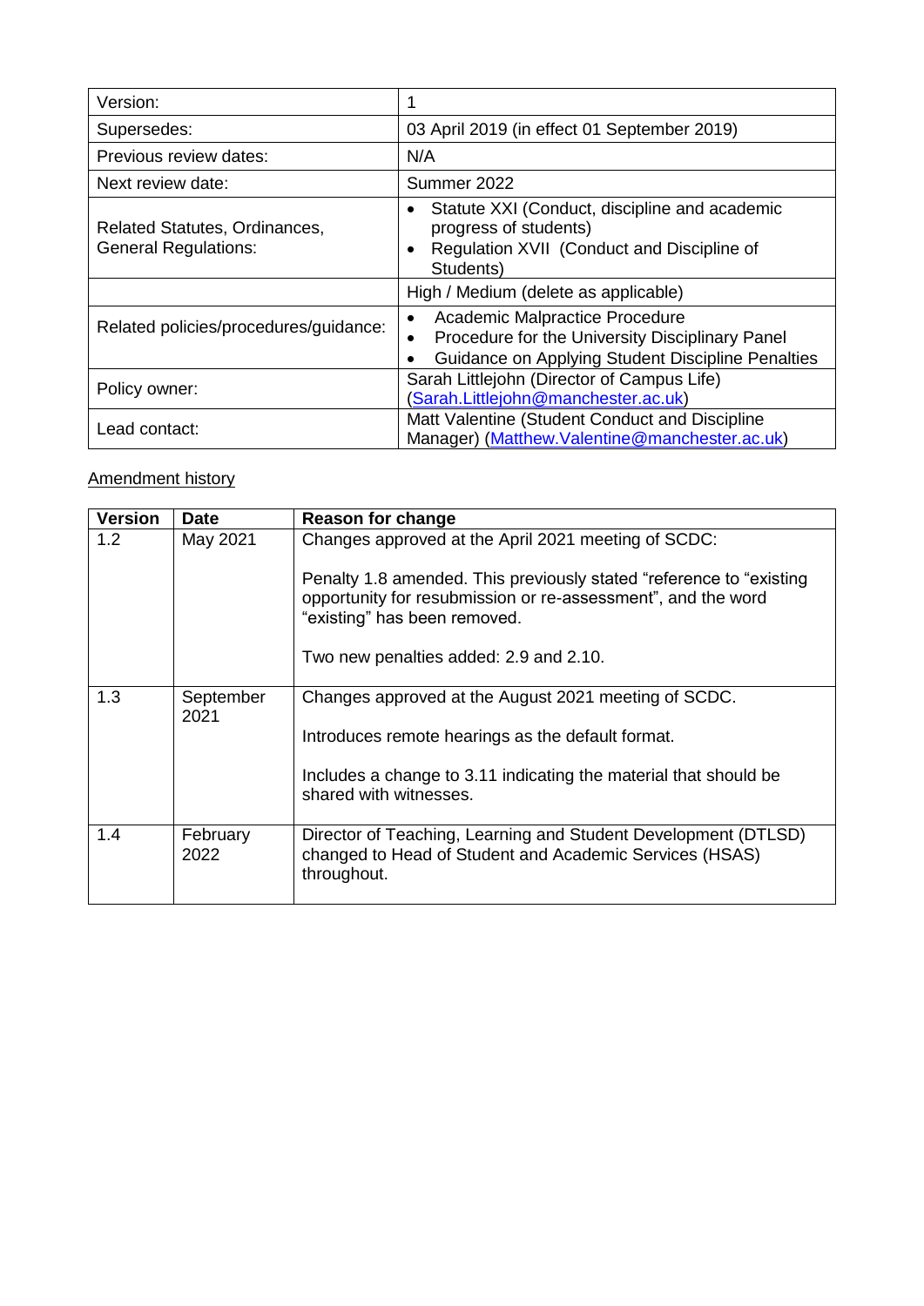| Version: | 1 |
| --- | --- |
| Supersedes: | 03 April 2019 (in effect 01 September 2019) |
| Previous review dates: | N/A |
| Next review date: | Summer 2022 |
| Related Statutes, Ordinances, General Regulations: | • Statute XXI (Conduct, discipline and academic progress of students)<br>• Regulation XVII (Conduct and Discipline of Students) |
| | High / Medium (delete as applicable) |
| Related policies/procedures/guidance: | • Academic Malpractice Procedure<br>• Procedure for the University Disciplinary Panel<br>• Guidance on Applying Student Discipline Penalties |
| Policy owner: | Sarah Littlejohn (Director of Campus Life) (Sarah.Littlejohn@manchester.ac.uk) |
| Lead contact: | Matt Valentine (Student Conduct and Discipline Manager) (Matthew.Valentine@manchester.ac.uk) |

<u>Amendment history</u>

| Version | Date | Reason for change |
| --- | --- | --- |
| 1.2 | May 2021 | Changes approved at the April 2021 meeting of SCDC:<br><br>Penalty 1.8 amended. This previously stated "reference to "existing opportunity for resubmission or re-assessment", and the word "existing" has been removed.<br><br>Two new penalties added: 2.9 and 2.10. |
| 1.3 | September 2021 | Changes approved at the August 2021 meeting of SCDC.<br><br>Introduces remote hearings as the default format.<br><br>Includes a change to 3.11 indicating the material that should be shared with witnesses. |
| 1.4 | February 2022 | Director of Teaching, Learning and Student Development (DTLSD) changed to Head of Student and Academic Services (HSAS) throughout. |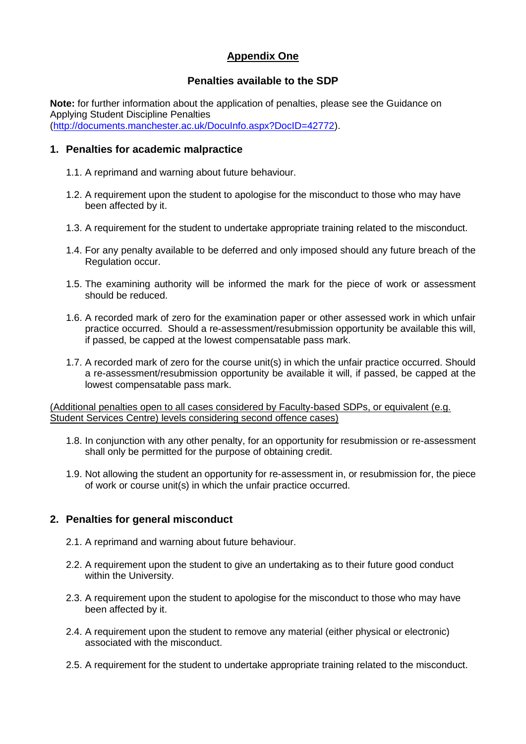# Appendix One

## Penalties available to the SDP

**Note:** for further information about the application of penalties, please see the Guidance on Applying Student Discipline Penalties (http://documents.manchester.ac.uk/DocuInfo.aspx?DocID=42772).

### 1. Penalties for academic malpractice

1.1. A reprimand and warning about future behaviour.

1.2. A requirement upon the student to apologise for the misconduct to those who may have been affected by it.

1.3. A requirement for the student to undertake appropriate training related to the misconduct.

1.4. For any penalty available to be deferred and only imposed should any future breach of the Regulation occur.

1.5. The examining authority will be informed the mark for the piece of work or assessment should be reduced.

1.6. A recorded mark of zero for the examination paper or other assessed work in which unfair practice occurred. Should a re-assessment/resubmission opportunity be available this will, if passed, be capped at the lowest compensatable pass mark.

1.7. A recorded mark of zero for the course unit(s) in which the unfair practice occurred. Should a re-assessment/resubmission opportunity be available it will, if passed, be capped at the lowest compensatable pass mark.

(Additional penalties open to all cases considered by Faculty-based SDPs, or equivalent (e.g. Student Services Centre) levels considering second offence cases)

1.8. In conjunction with any other penalty, for an opportunity for resubmission or re-assessment shall only be permitted for the purpose of obtaining credit.

1.9. Not allowing the student an opportunity for re-assessment in, or resubmission for, the piece of work or course unit(s) in which the unfair practice occurred.

### 2. Penalties for general misconduct

2.1. A reprimand and warning about future behaviour.

2.2. A requirement upon the student to give an undertaking as to their future good conduct within the University.

2.3. A requirement upon the student to apologise for the misconduct to those who may have been affected by it.

2.4. A requirement upon the student to remove any material (either physical or electronic) associated with the misconduct.

2.5. A requirement for the student to undertake appropriate training related to the misconduct.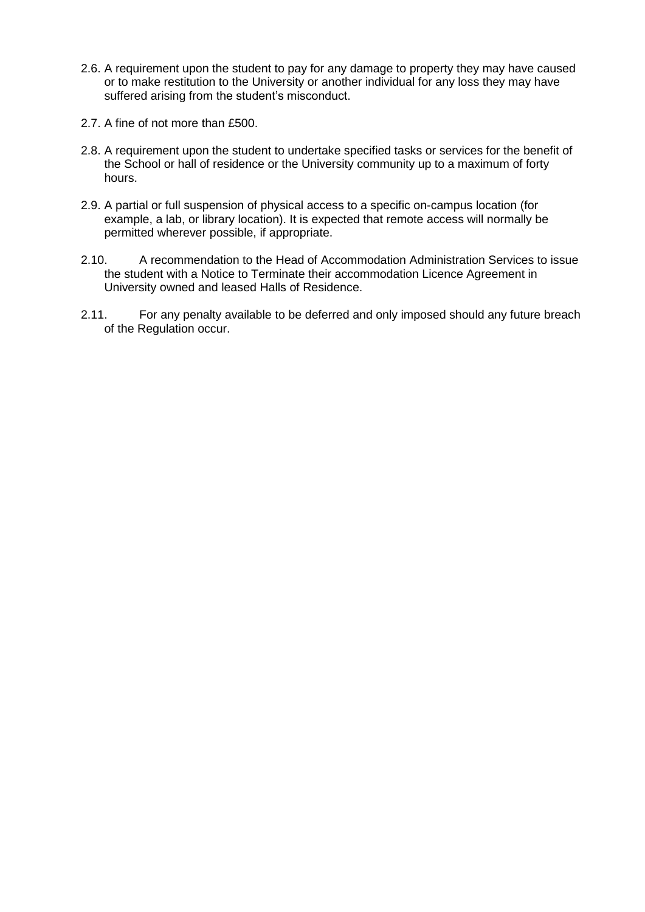2.6. A requirement upon the student to pay for any damage to property they may have caused or to make restitution to the University or another individual for any loss they may have suffered arising from the student's misconduct.

2.7. A fine of not more than £500.

2.8. A requirement upon the student to undertake specified tasks or services for the benefit of the School or hall of residence or the University community up to a maximum of forty hours.

2.9. A partial or full suspension of physical access to a specific on-campus location (for example, a lab, or library location). It is expected that remote access will normally be permitted wherever possible, if appropriate.

2.10. A recommendation to the Head of Accommodation Administration Services to issue the student with a Notice to Terminate their accommodation Licence Agreement in University owned and leased Halls of Residence.

2.11. For any penalty available to be deferred and only imposed should any future breach of the Regulation occur.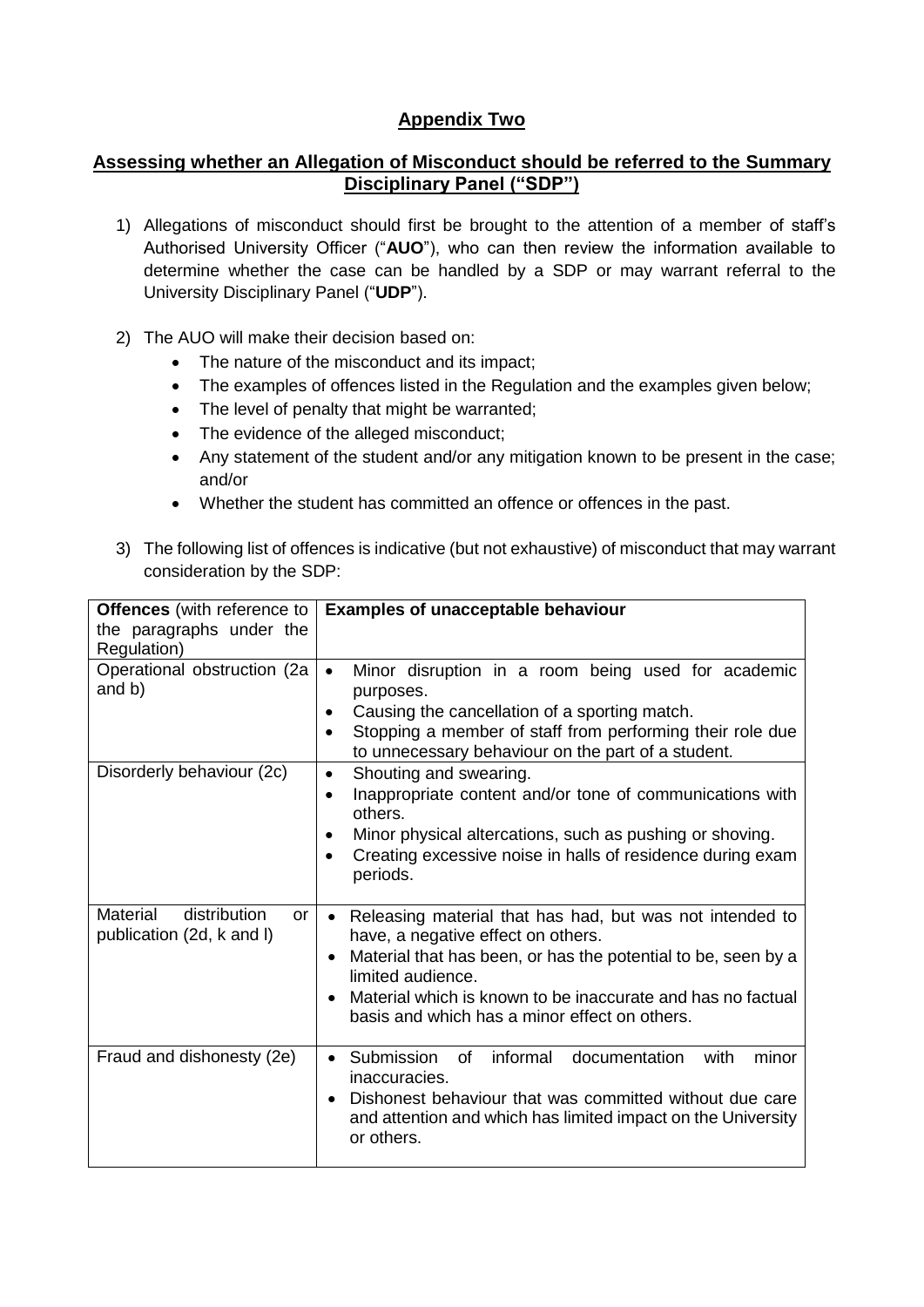# Appendix Two

## Assessing whether an Allegation of Misconduct should be referred to the Summary Disciplinary Panel ("SDP")

1) Allegations of misconduct should first be brought to the attention of a member of staff's Authorised University Officer ("**AUO**"), who can then review the information available to determine whether the case can be handled by a SDP or may warrant referral to the University Disciplinary Panel ("**UDP**").

2) The AUO will make their decision based on:
   - The nature of the misconduct and its impact;
   - The examples of offences listed in the Regulation and the examples given below;
   - The level of penalty that might be warranted;
   - The evidence of the alleged misconduct;
   - Any statement of the student and/or any mitigation known to be present in the case; and/or
   - Whether the student has committed an offence or offences in the past.

3) The following list of offences is indicative (but not exhaustive) of misconduct that may warrant consideration by the SDP:

| **Offences** (with reference to the paragraphs under the Regulation) | **Examples of unacceptable behaviour** |
|---|---|
| Operational obstruction (2a and b) | • Minor disruption in a room being used for academic purposes.<br>• Causing the cancellation of a sporting match.<br>• Stopping a member of staff from performing their role due to unnecessary behaviour on the part of a student. |
| Disorderly behaviour (2c) | • Shouting and swearing.<br>• Inappropriate content and/or tone of communications with others.<br>• Minor physical altercations, such as pushing or shoving.<br>• Creating excessive noise in halls of residence during exam periods. |
| Material distribution or publication (2d, k and l) | • Releasing material that has had, but was not intended to have, a negative effect on others.<br>• Material that has been, or has the potential to be, seen by a limited audience.<br>• Material which is known to be inaccurate and has no factual basis and which has a minor effect on others. |
| Fraud and dishonesty (2e) | • Submission of informal documentation with minor inaccuracies.<br>• Dishonest behaviour that was committed without due care and attention and which has limited impact on the University or others. |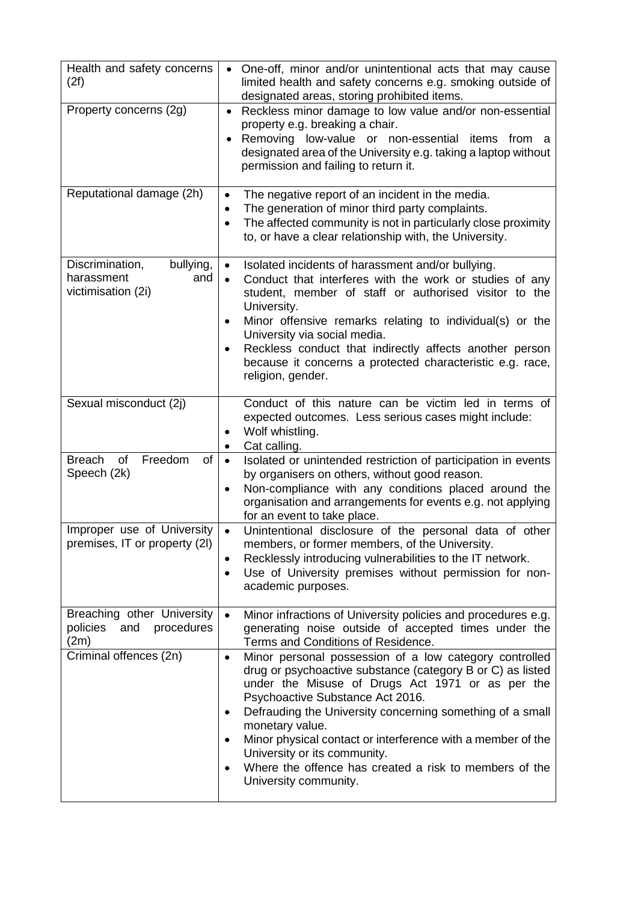| | |
|---|---|
| Health and safety concerns (2f) | • One-off, minor and/or unintentional acts that may cause limited health and safety concerns e.g. smoking outside of designated areas, storing prohibited items. |
| Property concerns (2g) | • Reckless minor damage to low value and/or non-essential property e.g. breaking a chair.<br>• Removing low-value or non-essential items from a designated area of the University e.g. taking a laptop without permission and failing to return it. |
| Reputational damage (2h) | • The negative report of an incident in the media.<br>• The generation of minor third party complaints.<br>• The affected community is not in particularly close proximity to, or have a clear relationship with, the University. |
| Discrimination, bullying, harassment and victimisation (2i) | • Isolated incidents of harassment and/or bullying.<br>• Conduct that interferes with the work or studies of any student, member of staff or authorised visitor to the University.<br>• Minor offensive remarks relating to individual(s) or the University via social media.<br>• Reckless conduct that indirectly affects another person because it concerns a protected characteristic e.g. race, religion, gender. |
| Sexual misconduct (2j) | Conduct of this nature can be victim led in terms of expected outcomes. Less serious cases might include:<br>• Wolf whistling.<br>• Cat calling. |
| Breach of Freedom of Speech (2k) | • Isolated or unintended restriction of participation in events by organisers on others, without good reason.<br>• Non-compliance with any conditions placed around the organisation and arrangements for events e.g. not applying for an event to take place. |
| Improper use of University premises, IT or property (2l) | • Unintentional disclosure of the personal data of other members, or former members, of the University.<br>• Recklessly introducing vulnerabilities to the IT network.<br>• Use of University premises without permission for non-academic purposes. |
| Breaching other University policies and procedures (2m) | • Minor infractions of University policies and procedures e.g. generating noise outside of accepted times under the Terms and Conditions of Residence. |
| Criminal offences (2n) | • Minor personal possession of a low category controlled drug or psychoactive substance (category B or C) as listed under the Misuse of Drugs Act 1971 or as per the Psychoactive Substance Act 2016.<br>• Defrauding the University concerning something of a small monetary value.<br>• Minor physical contact or interference with a member of the University or its community.<br>• Where the offence has created a risk to members of the University community. |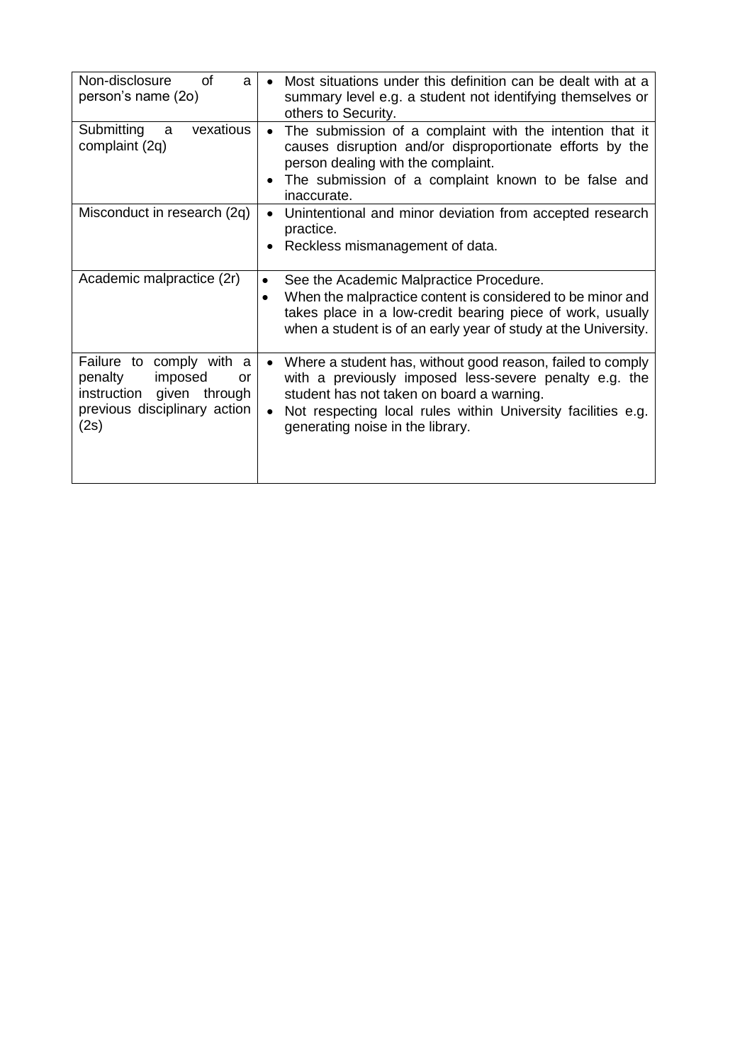| | |
|---|---|
| Non-disclosure of a person's name (2o) | • Most situations under this definition can be dealt with at a summary level e.g. a student not identifying themselves or others to Security. |
| Submitting a vexatious complaint (2q) | • The submission of a complaint with the intention that it causes disruption and/or disproportionate efforts by the person dealing with the complaint.<br>• The submission of a complaint known to be false and inaccurate. |
| Misconduct in research (2q) | • Unintentional and minor deviation from accepted research practice.<br>• Reckless mismanagement of data. |
| Academic malpractice (2r) | • See the Academic Malpractice Procedure.<br>• When the malpractice content is considered to be minor and takes place in a low-credit bearing piece of work, usually when a student is of an early year of study at the University. |
| Failure to comply with a penalty imposed or instruction given through previous disciplinary action (2s) | • Where a student has, without good reason, failed to comply with a previously imposed less-severe penalty e.g. the student has not taken on board a warning.<br>• Not respecting local rules within University facilities e.g. generating noise in the library. |